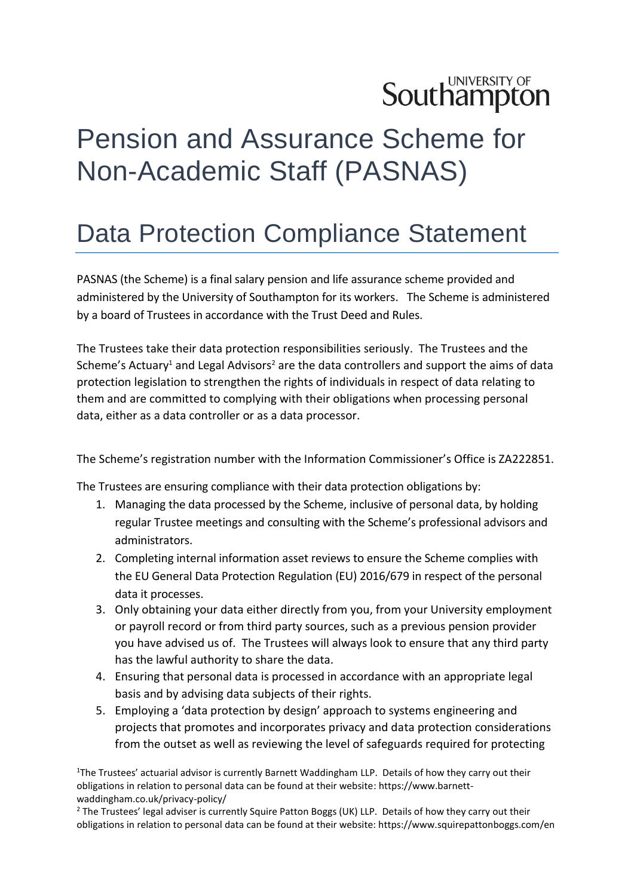UNIVERSITY OF Southampton

# Pension and Assurance Scheme for Non-Academic Staff (PASNAS)

## Data Protection Compliance Statement

PASNAS (the Scheme) is a final salary pension and life assurance scheme provided and administered by the University of Southampton for its workers. The Scheme is administered by a board of Trustees in accordance with the Trust Deed and Rules.

The Trustees take their data protection responsibilities seriously. The Trustees and the Scheme's Actuary[1] and Legal Advisors[2] are the data controllers and support the aims of data protection legislation to strengthen the rights of individuals in respect of data relating to them and are committed to complying with their obligations when processing personal data, either as a data controller or as a data processor.

The Scheme's registration number with the Information Commissioner's Office is ZA222851.

The Trustees are ensuring compliance with their data protection obligations by:

1. Managing the data processed by the Scheme, inclusive of personal data, by holding regular Trustee meetings and consulting with the Scheme's professional advisors and administrators.
2. Completing internal information asset reviews to ensure the Scheme complies with the EU General Data Protection Regulation (EU) 2016/679 in respect of the personal data it processes.
3. Only obtaining your data either directly from you, from your University employment or payroll record or from third party sources, such as a previous pension provider you have advised us of. The Trustees will always look to ensure that any third party has the lawful authority to share the data.
4. Ensuring that personal data is processed in accordance with an appropriate legal basis and by advising data subjects of their rights.
5. Employing a 'data protection by design' approach to systems engineering and projects that promotes and incorporates privacy and data protection considerations from the outset as well as reviewing the level of safeguards required for protecting

[1] The Trustees' actuarial advisor is currently Barnett Waddingham LLP. Details of how they carry out their obligations in relation to personal data can be found at their website: https://www.barnett-waddingham.co.uk/privacy-policy/

[2] The Trustees' legal adviser is currently Squire Patton Boggs (UK) LLP. Details of how they carry out their obligations in relation to personal data can be found at their website: https://www.squirepattonboggs.com/en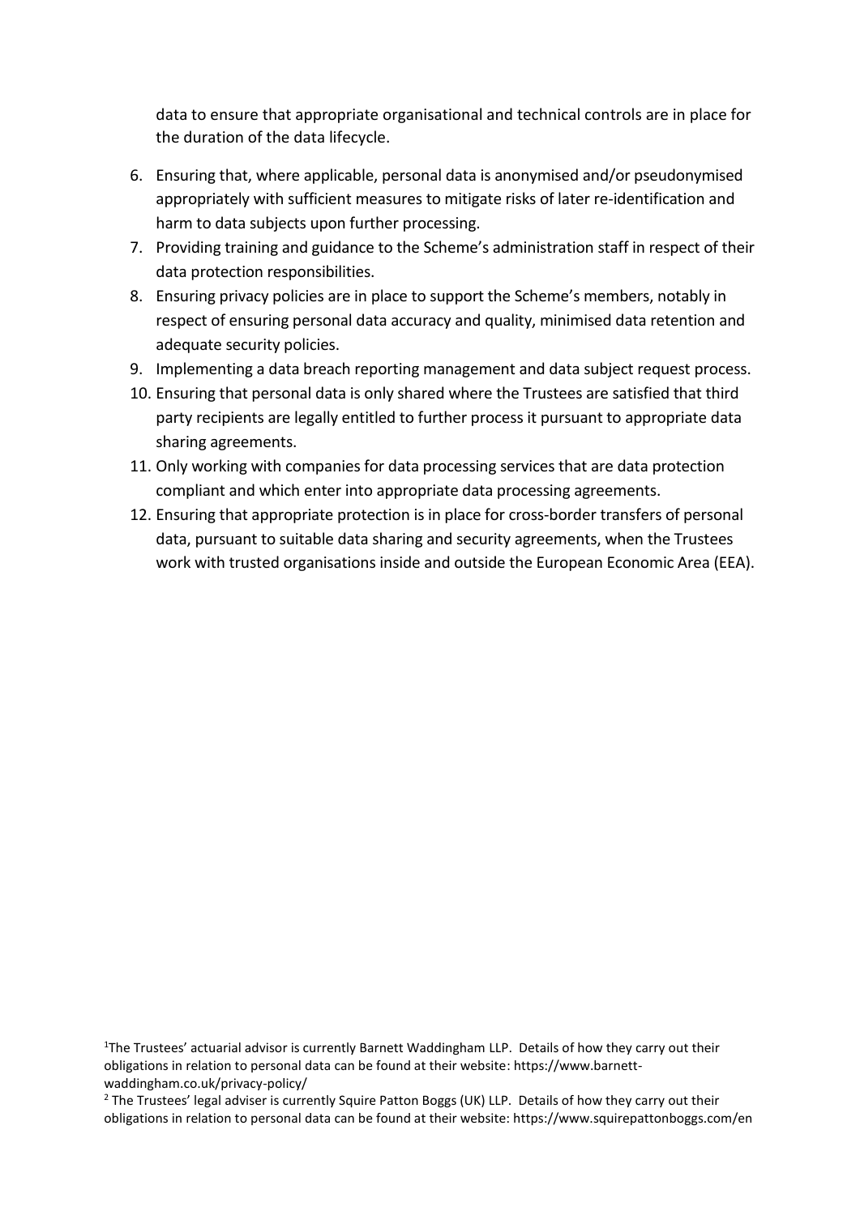data to ensure that appropriate organisational and technical controls are in place for the duration of the data lifecycle.

6. Ensuring that, where applicable, personal data is anonymised and/or pseudonymised appropriately with sufficient measures to mitigate risks of later re-identification and harm to data subjects upon further processing.
7. Providing training and guidance to the Scheme's administration staff in respect of their data protection responsibilities.
8. Ensuring privacy policies are in place to support the Scheme's members, notably in respect of ensuring personal data accuracy and quality, minimised data retention and adequate security policies.
9. Implementing a data breach reporting management and data subject request process.
10. Ensuring that personal data is only shared where the Trustees are satisfied that third party recipients are legally entitled to further process it pursuant to appropriate data sharing agreements.
11. Only working with companies for data processing services that are data protection compliant and which enter into appropriate data processing agreements.
12. Ensuring that appropriate protection is in place for cross-border transfers of personal data, pursuant to suitable data sharing and security agreements, when the Trustees work with trusted organisations inside and outside the European Economic Area (EEA).

[1]The Trustees' actuarial advisor is currently Barnett Waddingham LLP. Details of how they carry out their obligations in relation to personal data can be found at their website: https://www.barnett-waddingham.co.uk/privacy-policy/

[2] The Trustees' legal adviser is currently Squire Patton Boggs (UK) LLP. Details of how they carry out their obligations in relation to personal data can be found at their website: https://www.squirepattonboggs.com/en